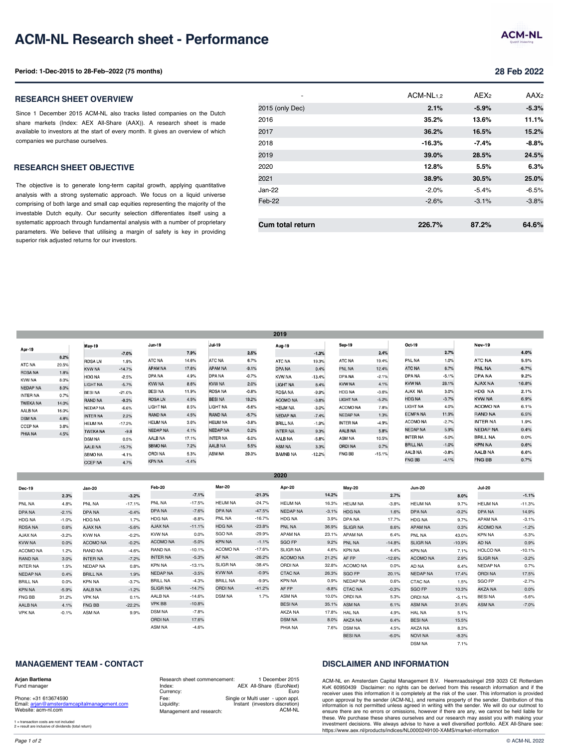# ACM-NL Research sheet - Performance

**Period: 1-Dec-2015 to 28-Feb–2022 (75 months)**

**28 Feb 2022**

## RESEARCH SHEET OVERVIEW

Since 1 December 2015 ACM-NL also tracks listed companies on the Dutch share markets (Index: AEX All-Share (AAX)). A research sheet is made available to investors at the start of every month. It gives an overview of which companies we purchase ourselves.

## RESEARCH SHEET OBJECTIVE

The objective is to generate long-term capital growth, applying quantitative analysis with a strong systematic approach. We focus on a liquid universe comprising of both large and small cap equities representing the majority of the investable Dutch equity. Our security selection differentiates itself using a systematic approach through fundamental analysis with a number of proprietary parameters. We believe that utilising a margin of safety is key in providing superior risk adjusted returns for our investors.

| - | ACM-NL[1,2] | AEX[2] | AAX[2] |
|---|---|---|---|
| 2015 (only Dec) | **2.1%** | **-5.9%** | **-5.3%** |
| 2016 | **35.2%** | **13.6%** | **11.1%** |
| 2017 | **36.2%** | **16.5%** | **15.2%** |
| 2018 | **-16.3%** | **-7.4%** | **-8.8%** |
| 2019 | **39.0%** | **28.5%** | **24.5%** |
| 2020 | **12.8%** | **5.5%** | **6.3%** |
| 2021 | **38.9%** | **30.5%** | **25.0%** |
| Jan-22 | -2.0% | -5.4% | -6.5% |
| Feb-22 | -2.6% | -3.1% | -3.8% |
| **Cum total return** | **226.7%** | **87.2%** | **64.6%** |

### 2019

| Apr-19 | 8.2% | May-19 | -7.0% | Jun-19 | 7.9% | Jul-19 | 2.5% | Aug-19 | -1.3% | Sep-19 | 2.4% | Oct-19 | 2.7% | Nov-19 | 4.0% |
|---|---|---|---|---|---|---|---|---|---|---|---|---|---|---|---|
| ATC NA | 20.5% | RDSA LN | 1.9% | ATC NA | 14.6% | ATC NA | 6.7% | ATC NA | 19.3% | ATC NA | 19.4% | PNL NA | 1.0% | ATC NA | 5.5% |
| RDSA NA | 1.8% | KVW NA | -14.7% | APAM NA | 17.6% | APAM NA | -9.1% | DPA NA | 0.4% | PNL NA | 12.4% | ATC NA | 6.7% | PNL NA | -6.7% |
| KVW NA | 8.0% | HDG NA | -2.5% | DPA NA | 4.9% | DPA NA | -0.7% | KVW NA | -13.4% | DPA NA | -2.1% | DPA NA | -5.1% | DPA NA | 9.2% |
| NEDAP NA | 8.0% | LIGHT NA | -5.7% | KVW NA | 8.6% | KVW NA | 2.0% | LIGHT NA | 8.4% | KVW NA | 4.1% | KVW NA | 28.1% | AJAX NA | 16.8% |
| INTER NA | 0.7% | BESI NA | -21.0% | BESI NA | 11.9% | RDSA NA | -0.8% | RDSA NA | -9.9% | HDG NA | -3.6% | AJAX NA | 3.0% | HDG NA | 2.1% |
| TWEKA NA | 14.0% | RAND NA | -9.3% | RDSA LN | 4.5% | BESI NA | 19.2% | ACOMO NA | -3.8% | LIGHT NA | -5.2% | HDG NA | -3.7% | KVW NA | 6.9% |
| AALB NA | 16.0% | NEDAP NA | -6.6% | LIGHT NA | 8.5% | LIGHT NA | -5.6% | HEIJM NA | -3.0% | ACOMO NA | 7.8% | LIGHT NA | 4.0% | ACOMO NA | 6.1% |
| DSM NA | 4.8% | INTER NA | 2.2% | RAND NA | 4.5% | RAND NA | -5.7% | NEDAP NA | -7.4% | NEDAP NA | 1.3% | ECMPA NA | 11.9% | RAND NA | 6.5% |
| CCEP NA | 3.6% | HEIJM NA | -17.2% | HEIJM NA | 3.6% | HEIJM NA | -3.8% | BRILL NA | -1.9% | INTER NA | -4.9% | ACOMO NA | -2.7% | INTER NA | 1.9% |
| PHIA NA | 4.5% | TWEKA NA | -9.8 | NEDAP NA | 4.1% | NEDAP NA | 0.2% | INTER NA | 9.3% | AALB NA | 5.8% | NEDAP NA | 5.9% | NEDAP NA | 0.4% |
| | | DSM NA | 0.5% | AALB NA | 17.1% | INTER NA | -5.0% | AALB NA | -5.8% | ASM NA | 10.5% | INTER NA | -5.0% | BRILL NA | 0.0% |
| | | AALB NA | -15.7% | SBMO NA | 7.2% | AALB NA | 5.5% | ASM NA | 3.3% | ORDI NA | 0.7% | BRILL NA | -1.0% | KPN NA | 0.6% |
| | | SBMO NA | -4.1% | ORDI NA | 5.3% | ASM NA | 29.3% | BAMNB NA | -12.2% | FNG BB | -15.1% | AALB NA | -0.8% | AALB NA | 6.6% |
| | | CCEP NA | 4.7% | KPN NA | -1.4% | | | | | | | FNG BB | -4.1% | FNG BB | 0.7% |

### 2020

| Dec-19 | 2.3% | Jan-20 | -3.2% | Feb-20 | -7.1% | Mar-20 | -21.3% | Apr-20 | 14.2% | May-20 | 2.7% | Jun-20 | 8.0% | Jul-20 | -1.1% |
|---|---|---|---|---|---|---|---|---|---|---|---|---|---|---|---|
| PNL NA | 4.8% | PNL NA | -17.1% | PNL NA | -17.5% | HEIJM NA | -24.7% | HEIJM NA | 16.3% | HEIJM NA | -3.8% | HEIJM NA | 9.7% | HEIJM NA | -11.3% |
| DPA NA | -2.1% | DPA NA | -0.4% | DPA NA | -7.6% | DPA NA | -47.5% | NEDAP NA | -3.1% | HDG NA | 1.6% | DPA NA | -0.2% | DPA NA | 14.9% |
| HDG NA | -1.0% | HDG NA | 1.7% | HDG NA | -8.8% | PNL NA | -16.7% | HDG NA | 3.9% | DPA NA | 17.7% | HDG NA | 9.7% | APAM NA | -3.1% |
| RDSA NA | 0.6% | AJAX NA | -5.6% | AJAX NA | -11.1% | HDG NA | -23.8% | PNL NA | 36.9% | SLIGR NA | 8.6% | APAM NA | 0.3% | ACOMO NA | -1.2% |
| AJAX NA | -3.2% | KVW NA | -0.2% | KVW NA | 0.0% | SGO NA | -29.9% | APAM NA | 23.1% | APAM NA | 6.4% | PNL NA | 43.0% | KPN NA | -5.3% |
| KVW NA | 0.0% | ACOMO NA | -0.2% | ACOMO NA | -5.0% | KPN NA | -1.1% | SGO FP | 9.2% | PNL NA | -14.8% | SLIGR NA | -10.9% | AD NA | 0.9% |
| ACOMO NA | 1.2% | RAND NA | -4.6% | RAND NA | -10.1% | ACOMO NA | -17.6% | SLIGR NA | 4.6% | KPN NA | 4.4% | KPN NA | 7.1% | HOLCO NA | -10.1% |
| RAND NA | 3.0% | INTER NA | -7.2% | INTER NA | -5.3% | AF NA | -26.2% | ACOMO NA | 21.2% | AF FP | -12.6% | ACOMO NA | 2.9% | SLIGR NA | -3.2% |
| INTER NA | 1.5% | NEDAP NA | 0.8% | KPN NA | -13.1% | SLIGR NA | -38.4% | ORDI NA | 32.8% | ACOMO NA | 0.0% | AD NA | 6.4% | NEDAP NA | 0.7% |
| NEDAP NA | 0.4% | BRILL NA | 1.9% | NEDAP NA | -3.5% | KVW NA | -0.9% | CTAC NA | 26.3% | SGO FP | 20.1% | NEDAP NA | 17.4% | ORDI NA | 17.5% |
| BRILL NA | 0.0% | KPN NA | -3.7% | BRILL NA | -4.3% | BRILL NA | -9.9% | KPN NA | 0.9% | NEDAP NA | 0.6% | CTAC NA | 1.5% | SGO FP | -2.7% |
| KPN NA | -5.9% | AALB NA | -1.2% | SLIGR NA | -14.7% | ORDI NA | -41.2% | AF FP | -8.8% | CTAC NA | -0.3% | SGO FP | 10.3% | AKZA NA | 0.0% |
| FNG BB | 31.2% | VPK NA | 0.1% | AALB NA | -14.6% | DSM NA | 1.7% | ASM NA | 10.0% | ORDI NA | 5.3% | ORDI NA | -5.1% | BESI NA | -5.6% |
| AALB NA | 4.1% | FNG BB | -22.2% | VPK BB | -10.8% | | | BESI NA | 35.1% | ASM NA | 6.1% | ASM NA | 31.6% | ASM NA | -7.0% |
| VPK NA | -0.1% | ASM NA | 9.9% | DSM NA | -7.8% | | | AKZA NA | 17.8% | HAL NA | 4.9% | HAL NA | 5.1% | | |
| | | | | ORDI NA | 17.6% | | | DSM NA | 8.0% | AKZA NA | 6.4% | BESI NA | 15.5% | | |
| | | | | ASM NA | -4.6% | | | PHIA NA | 7.6% | DSM NA | 4.5% | AKZA NA | 8.3% | | |
| | | | | | | | | | | BESI NA | -6.0% | NOVI NA | -8.3% | | |
| | | | | | | | | | | | | DSM NA | 7.1% | | |

## MANAGEMENT TEAM - CONTACT

**Arjan Bartlema**
Fund manager

Phone: +31 613674590
Email: arjan@amsterdamcapitalmanagement.com
Website: acm-nl.com

| | |
|---|---|
| Research sheet commencement: | 1 December 2015 |
| Index: | AEX All-Share (EuroNext) |
| Currency: | Euro |
| Fee: | Single or Multi user - upon appl. |
| Liquidity: | Instant (investors discretion) |
| Management and research: | ACM-NL |

1 = transaction costs are not included
2 = result are inclusive of dividends (total return)

## DISCLAIMER AND INFORMATION

ACM-NL en Amsterdam Capital Management B.V. Heemraadssingel 259 3023 CE Rotterdam KvK 60950439 Disclaimer: no rights can be derived from this research information and if the receiver uses this information it is completely at the risk of the user. This information is provided upon approval by the sender (ACM-NL), and remains property of the sender. Distribution of this information is not permitted unless agreed in writing with the sender. We will do our outmost to ensure there are no errors or omissions, however if there are any, we cannot be held liable for these. We purchase these shares ourselves and our research may assist you with making your investment decisions. We always advise to have a well diversified portfolio. AEX All-Share see: https://www.aex.nl/products/indices/NL0000249100-XAMS/market-information

© ACM-NL 2022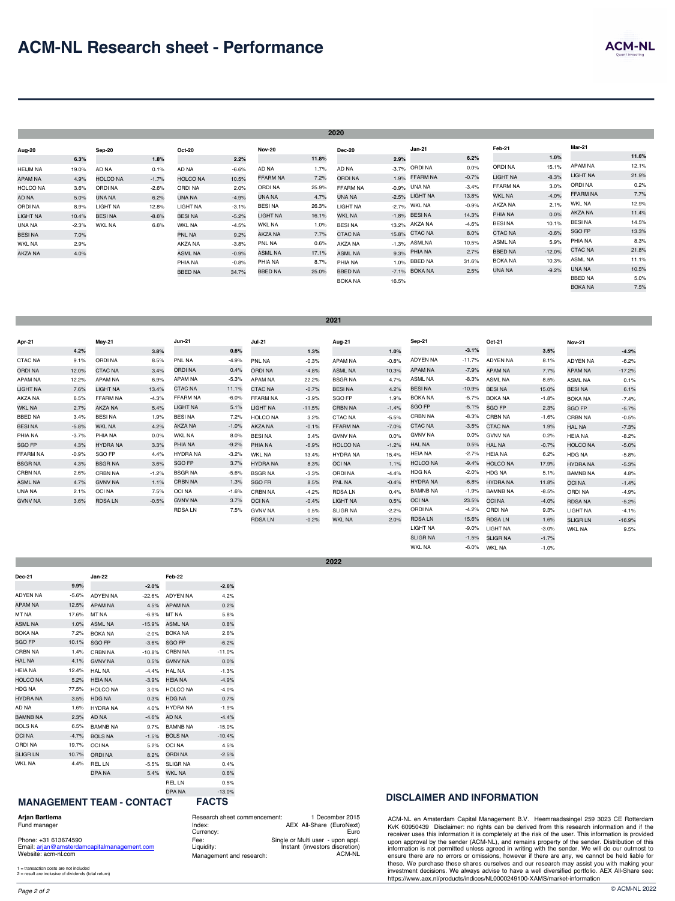# ACM-NL Research sheet - Performance

## 2020

| Aug-20 | 6.3% |
|---|---|
| HEIJM NA | 19.0% |
| APAM NA | 4.9% |
| HOLCO NA | 3.6% |
| AD NA | 5.0% |
| ORDI NA | 8.9% |
| LIGHT NA | 10.4% |
| UNA NA | -2.3% |
| BESI NA | 7.0% |
| WKL NA | 2.9% |
| AKZA NA | 4.0% |

| Sep-20 | 1.8% |
|---|---|
| AD NA | 0.1% |
| HOLCO NA | -1.7% |
| ORDI NA | -2.6% |
| UNA NA | 6.2% |
| LIGHT NA | 12.8% |
| BESI NA | -8.6% |
| WKL NA | 6.6% |

| Oct-20 | 2.2% |
|---|---|
| AD NA | -6.6% |
| HOLCO NA | 10.5% |
| ORDI NA | 2.0% |
| UNA NA | -4.9% |
| LIGHT NA | -3.1% |
| BESI NA | -5.2% |
| WKL NA | -4.5% |
| PNL NA | 9.2% |
| AKZA NA | -3.8% |
| ASML NA | -0.9% |
| PHIA NA | -0.8% |
| BBED NA | 34.7% |

| Nov-20 | 11.8% |
|---|---|
| AD NA | 1.7% |
| FFARM NA | 7.2% |
| ORDI NA | 25.9% |
| UNA NA | 4.7% |
| BESI NA | 26.3% |
| LIGHT NA | 16.1% |
| WKL NA | 1.0% |
| AKZA NA | 7.7% |
| PNL NA | 0.6% |
| ASML NA | 17.1% |
| PHIA NA | 8.7% |
| BBED NA | 25.0% |

| Dec-20 | 2.9% |
|---|---|
| AD NA | -3.7% |
| ORDI NA | 1.9% |
| FFARM NA | -0.9% |
| UNA NA | -2.5% |
| LIGHT NA | -2.7% |
| WKL NA | -1.8% |
| BESI NA | 13.2% |
| CTAC NA | 15.8% |
| AKZA NA | -1.3% |
| ASML NA | 9.3% |
| PHIA NA | 1.0% |
| BBED NA | -7.1% |
| BOKA NA | 16.5% |

| Jan-21 | 6.2% |
|---|---|
| ORDI NA | 0.0% |
| FFARM NA | -0.7% |
| UNA NA | -3.4% |
| LIGHT NA | 13.8% |
| WKL NA | -0.9% |
| BESI NA | 14.3% |
| AKZA NA | -4.6% |
| CTAC NA | 8.0% |
| ASMLNA | 10.5% |
| PHIA NA | 2.7% |
| BBED NA | 31.6% |
| BOKA NA | 2.5% |

| Feb-21 | 1.0% |
|---|---|
| ORDI NA | 15.1% |
| LIGHT NA | -8.3% |
| FFARM NA | 3.0% |
| WKL NA | -4.0% |
| AKZA NA | 2.1% |
| PHIA NA | 0.0% |
| BESI NA | 10.1% |
| CTAC NA | -0.6% |
| ASML NA | 5.9% |
| BBED NA | -12.0% |
| BOKA NA | 10.3% |
| UNA NA | -9.2% |

| Mar-21 | 11.6% |
|---|---|
| APAM NA | 12.1% |
| LIGHT NA | 21.9% |
| ORDI NA | 0.2% |
| FFARM NA | 7.7% |
| WKL NA | 12.9% |
| AKZA NA | 11.4% |
| BESI NA | 14.5% |
| SGO FP | 13.3% |
| PHIA NA | 8.3% |
| CTAC NA | 21.8% |
| ASML NA | 11.1% |
| UNA NA | 10.5% |
| BBED NA | 5.0% |
| BOKA NA | 7.5% |

## 2021

| Apr-21 | 4.2% |
|---|---|
| CTAC NA | 9.1% |
| ORDI NA | 12.0% |
| APAM NA | 12.2% |
| LIGHT NA | 7.6% |
| AKZA NA | 6.5% |
| WKL NA | 2.7% |
| BBED NA | 3.4% |
| BESI NA | -5.8% |
| PHIA NA | -3.7% |
| SGO FP | 4.3% |
| FFARM NA | -0.9% |
| BSGR NA | 4.3% |
| CRBN NA | 2.6% |
| ASML NA | 4.7% |
| UNA NA | 2.1% |
| GVNV NA | 3.6% |

| May-21 | 3.8% |
|---|---|
| ORDI NA | 8.5% |
| CTAC NA | 3.4% |
| APAM NA | 6.9% |
| LIGHT NA | 13.4% |
| FFARM NA | -4.3% |
| AKZA NA | 5.4% |
| BESI NA | 1.9% |
| WKL NA | 4.2% |
| PHIA NA | 0.0% |
| HYDRA NA | 3.3% |
| SGO FP | 4.4% |
| BSGR NA | 3.6% |
| CRBN NA | -1.2% |
| GVNV NA | 1.1% |
| OCI NA | 7.5% |
| RDSA LN | -0.5% |

| Jun-21 | 0.6% |
|---|---|
| PNL NA | -4.9% |
| ORDI NA | 0.4% |
| APAM NA | -5.3% |
| CTAC NA | 11.1% |
| FFARM NA | -6.0% |
| LIGHT NA | 5.1% |
| BESI NA | 7.2% |
| AKZA NA | -1.0% |
| WKL NA | 8.0% |
| PHIA NA | -9.2% |
| HYDRA NA | -3.2% |
| SGO FP | 3.7% |
| BSGR NA | -5.6% |
| CRBN NA | 1.3% |
| OCI NA | -1.6% |
| GVNV NA | 3.7% |
| RDSA LN | 7.5% |

| Jul-21 | 1.3% |
|---|---|
| PNL NA | -0.3% |
| ORDI NA | -4.8% |
| APAM NA | 22.2% |
| CTAC NA | -0.7% |
| FFARM NA | -3.9% |
| LIGHT NA | -11.5% |
| HOLCO NA | 3.2% |
| AKZA NA | -0.1% |
| BESI NA | 3.4% |
| PHIA NA | -6.9% |
| WKL NA | 13.4% |
| HYDRA NA | 8.3% |
| BSGR NA | -3.3% |
| SGO FR | 8.5% |
| CRBN NA | -4.2% |
| OCI NA | -0.4% |
| GVNV NA | 0.5% |
| RDSA LN | -0.2% |

| Aug-21 | 1.0% |
|---|---|
| APAM NA | -0.8% |
| ASML NA | 10.3% |
| BSGR NA | 4.7% |
| BESI NA | 4.2% |
| SGO FP | 1.9% |
| CRBN NA | -1.4% |
| CTAC NA | -5.5% |
| FFARM NA | -7.0% |
| GVNV NA | 0.0% |
| HOLCO NA | -1.2% |
| HYDRA NA | 15.4% |
| OCI NA | 1.1% |
| ORDI NA | -4.4% |
| PNL NA | -0.4% |
| RDSA LN | 0.4% |
| LIGHT NA | 0.5% |
| SLIGR NA | -2.2% |
| WKL NA | 2.0% |

| Sep-21 | -3.1% |
|---|---|
| ADYEN NA | -11.7% |
| APAM NA | -7.9% |
| ASML NA | -8.3% |
| BESI NA | -10.9% |
| BOKA NA | -5.7% |
| SGO FP | -5.1% |
| CRBN NA | -8.3% |
| CTAC NA | -3.5% |
| GVNV NA | 0.0% |
| HAL NA | 0.5% |
| HEIA NA | -2.7% |
| HOLCO NA | -9.4% |
| HDG NA | -2.0% |
| HYDRA NA | -6.8% |
| BAMNB NA | -1.9% |
| OCI NA | 23.5% |
| ORDI NA | -4.2% |
| RDSA LN | 15.6% |
| LIGHT NA | -9.0% |
| SLIGR NA | -1.5% |
| WKL NA | -6.0% |

| Oct-21 | 3.5% |
|---|---|
| ADYEN NA | 8.1% |
| APAM NA | 7.7% |
| ASML NA | 8.5% |
| BESI NA | 15.0% |
| BOKA NA | -1.8% |
| SGO FP | 2.3% |
| CRBN NA | -1.6% |
| CTAC NA | 1.9% |
| GVNV NA | 0.2% |
| HAL NA | -0.7% |
| HEIA NA | 6.2% |
| HOLCO NA | 17.9% |
| HDG NA | 5.1% |
| HYDRA NA | 11.8% |
| BAMNB NA | -8.5% |
| OCI NA | -4.0% |
| ORDI NA | 9.3% |
| RDSA LN | 1.6% |
| LIGHT NA | -3.0% |
| SLIGR NA | -1.7% |
| WKL NA | -1.0% |

| Nov-21 | -4.2% |
|---|---|
| ADYEN NA | -6.2% |
| APAM NA | -17.2% |
| ASML NA | 0.1% |
| BESI NA | 6.1% |
| BOKA NA | -7.4% |
| SGO FP | -5.7% |
| CRBN NA | -0.5% |
| HAL NA | -7.3% |
| HEIA NA | -8.2% |
| HOLCO NA | -5.0% |
| HDG NA | -5.8% |
| HYDRA NA | -5.3% |
| BAMNB NA | 4.8% |
| OCI NA | -1.4% |
| ORDI NA | -4.9% |
| RDSA NA | -5.2% |
| LIGHT NA | -4.1% |
| SLIGR LN | -16.9% |
| WKL NA | 9.5% |

## 2022

| Dec-21 | 9.9% |
|---|---|
| ADYEN NA | -5.6% |
| APAM NA | 12.5% |
| MT NA | 17.6% |
| ASML NA | 1.0% |
| BOKA NA | 7.2% |
| SGO FP | 10.1% |
| CRBN NA | 1.4% |
| HAL NA | 4.1% |
| HEIA NA | 12.4% |
| HOLCO NA | 5.2% |
| HDG NA | 77.5% |
| HYDRA NA | 3.5% |
| AD NA | 1.6% |
| BAMNB NA | 2.3% |
| BOLS NA | 6.5% |
| OCI NA | -4.7% |
| ORDI NA | 19.7% |
| SLIGR LN | 10.7% |
| WKL NA | 4.4% |

| Jan-22 | -2.0% |
|---|---|
| ADYEN NA | -22.6% |
| APAM NA | 4.5% |
| MT NA | -6.9% |
| ASML NA | -15.9% |
| BOKA NA | -2.0% |
| SGO FP | -3.6% |
| CRBN NA | -10.8% |
| GVNV NA | 0.5% |
| HAL NA | -4.4% |
| HEIA NA | -3.9% |
| HOLCO NA | 3.0% |
| HDG NA | 0.3% |
| HYDRA NA | 4.0% |
| AD NA | -4.6% |
| BAMNB NA | 9.7% |
| BOLS NA | -1.5% |
| OCI NA | 5.2% |
| ORDI NA | 8.2% |
| REL LN | -5.5% |
| DPA NA | 5.4% |

| Feb-22 | -2.6% |
|---|---|
| ADYEN NA | 4.2% |
| APAM NA | 0.2% |
| MT NA | 5.8% |
| ASML NA | 0.8% |
| BOKA NA | 2.6% |
| SGO FP | -6.2% |
| CRBN NA | -11.0% |
| GVNV NA | 0.0% |
| HAL NA | -1.3% |
| HEIA NA | -4.9% |
| HOLCO NA | -4.0% |
| HDG NA | 0.7% |
| HYDRA NA | -1.9% |
| AD NA | -4.4% |
| BAMNB NA | -15.0% |
| BOLS NA | -10.4% |
| OCI NA | 4.5% |
| ORDI NA | -2.5% |
| SLIGR NA | 0.4% |
| WKL NA | 0.6% |
| REL LN | 0.5% |
| DPA NA | -13.0% |

## MANAGEMENT TEAM - CONTACT

**Arjan Bartlema**
Fund manager

Phone: +31 613674590
Email: arjan@amsterdamcapitalmanagement.com
Website: acm-nl.com

1 = transaction costs are not included
2 = result are inclusive of dividends (total return)

## FACTS

| | |
|---|---|
| Research sheet commencement: | 1 December 2015 |
| Index: | AEX All-Share (EuroNext) |
| Currency: | Euro |
| Fee: | Single or Multi user - upon appl. |
| Liquidity: | Instant (investors discretion) |
| Management and research: | ACM-NL |

## DISCLAIMER AND INFORMATION

ACM-NL en Amsterdam Capital Management B.V. Heemraadssingel 259 3023 CE Rotterdam KvK 60950439 Disclaimer: no rights can be derived from this research information and if the receiver uses this information it is completely at the risk of the user. This information is provided upon approval by the sender (ACM-NL), and remains property of the sender. Distribution of this information is not permitted unless agreed in writing with the sender. We will do our outmost to ensure there are no errors or omissions, however if there are any, we cannot be held liable for these. We purchase these shares ourselves and our research may assist you with making your investment decisions. We always advise to have a well diversified portfolio. AEX All-Share see: https://www.aex.nl/products/indices/NL0000249100-XAMS/market-information

© ACM-NL 2022